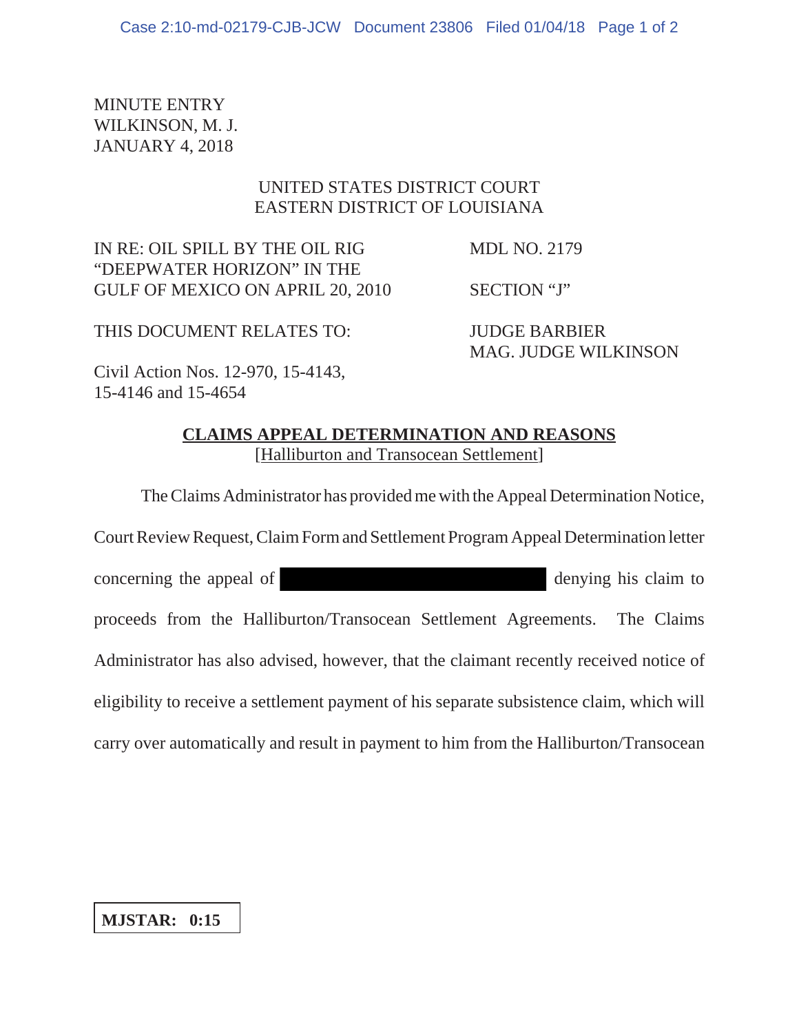MINUTE ENTRY
WILKINSON, M. J.
JANUARY 4, 2018

UNITED STATES DISTRICT COURT
EASTERN DISTRICT OF LOUISIANA

| | |
|---|---|
| IN RE: OIL SPILL BY THE OIL RIG "DEEPWATER HORIZON" IN THE GULF OF MEXICO ON APRIL 20, 2010 | MDL NO. 2179<br><br>SECTION "J" |
| THIS DOCUMENT RELATES TO:<br><br>Civil Action Nos. 12-970, 15-4143, 15-4146 and 15-4654 | JUDGE BARBIER<br>MAG. JUDGE WILKINSON |

**CLAIMS APPEAL DETERMINATION AND REASONS**
[Halliburton and Transocean Settlement]

The Claims Administrator has provided me with the Appeal Determination Notice, Court Review Request, Claim Form and Settlement Program Appeal Determination letter concerning the appeal of [REDACTED] denying his claim to proceeds from the Halliburton/Transocean Settlement Agreements. The Claims Administrator has also advised, however, that the claimant recently received notice of eligibility to receive a settlement payment of his separate subsistence claim, which will carry over automatically and result in payment to him from the Halliburton/Transocean

**MJSTAR: 0:15**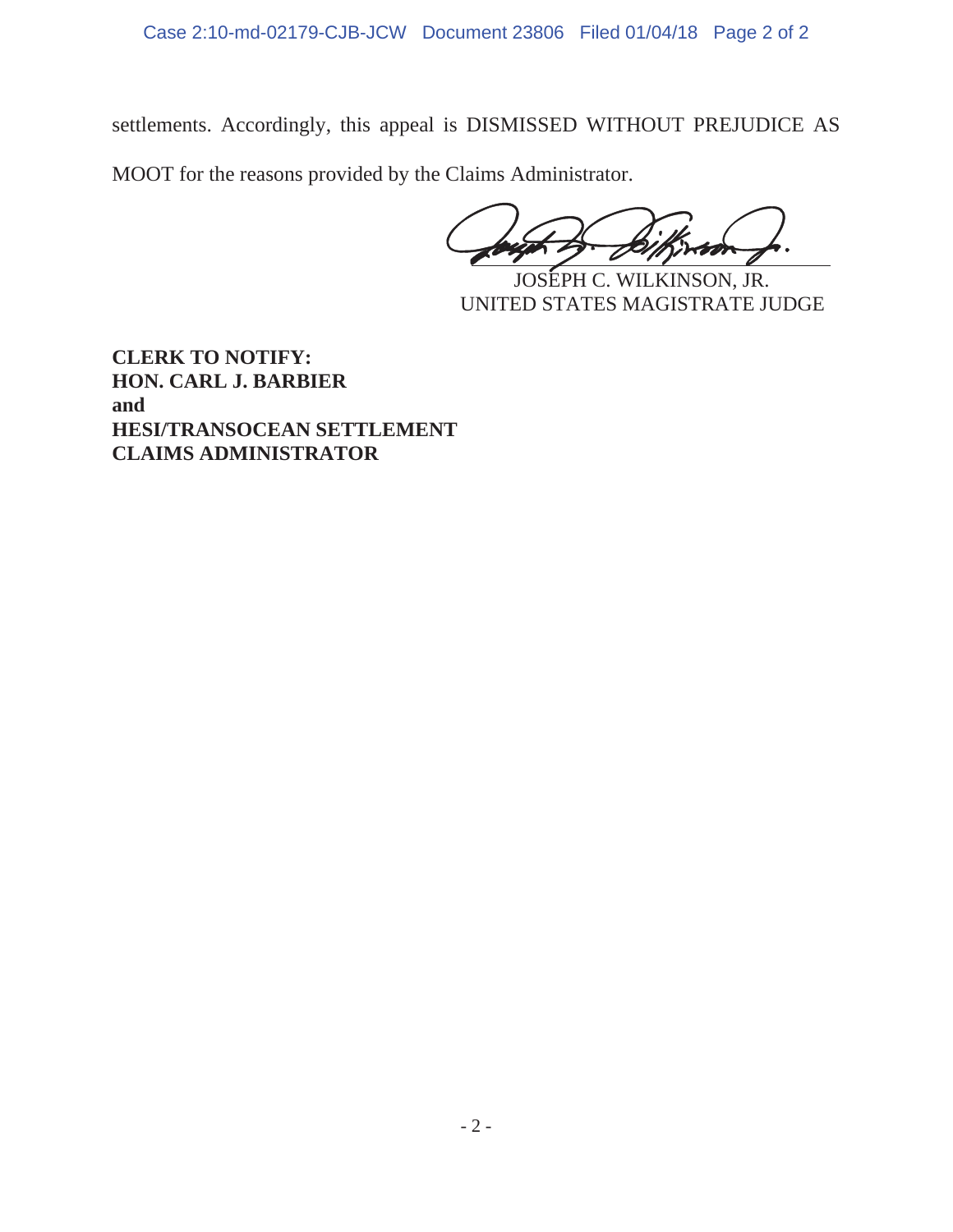settlements. Accordingly, this appeal is DISMISSED WITHOUT PREJUDICE AS MOOT for the reasons provided by the Claims Administrator.

JOSEPH C. WILKINSON, JR.
UNITED STATES MAGISTRATE JUDGE

**CLERK TO NOTIFY:**
**HON. CARL J. BARBIER**
**and**
**HESI/TRANSOCEAN SETTLEMENT CLAIMS ADMINISTRATOR**